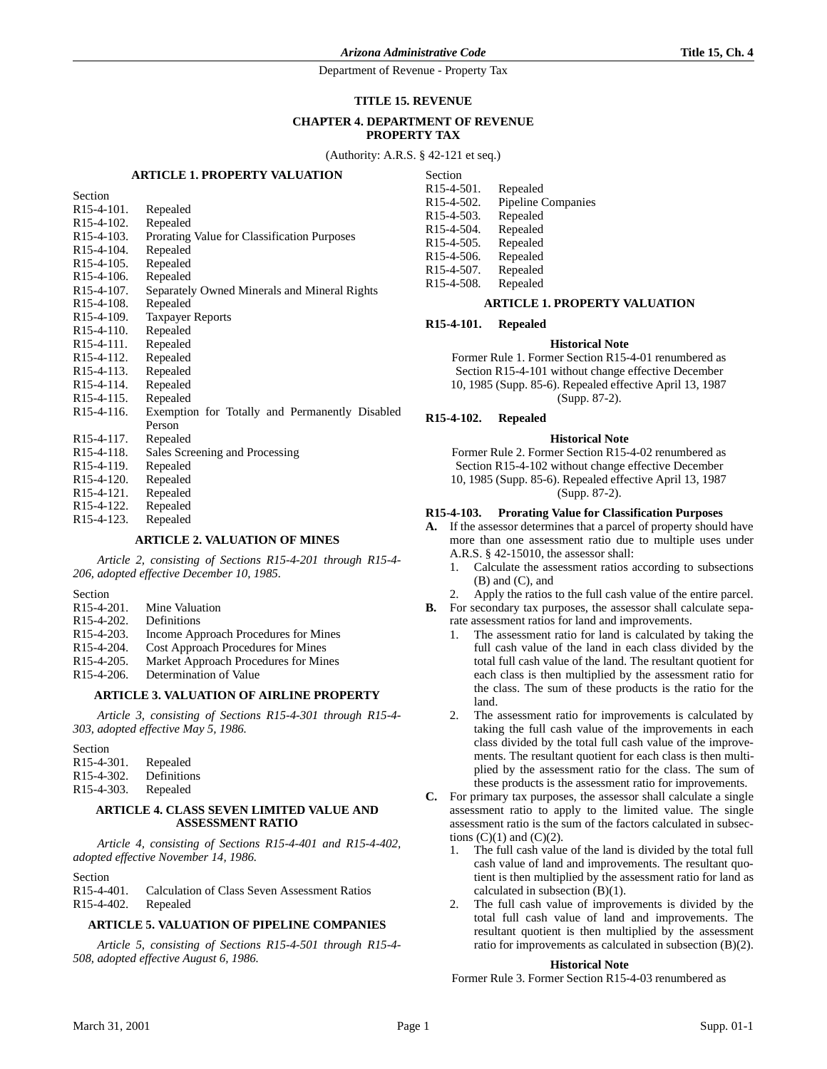# TITLE 15. REVENUE

## CHAPTER 4. DEPARTMENT OF REVENUE PROPERTY TAX

(Authority: A.R.S. § 42-121 et seq.)

### ARTICLE 1. PROPERTY VALUATION

Section
R15-4-101. Repealed
R15-4-102. Repealed
R15-4-103. Prorating Value for Classification Purposes
R15-4-104. Repealed
R15-4-105. Repealed
R15-4-106. Repealed
R15-4-107. Separately Owned Minerals and Mineral Rights
R15-4-108. Repealed
R15-4-109. Taxpayer Reports
R15-4-110. Repealed
R15-4-111. Repealed
R15-4-112. Repealed
R15-4-113. Repealed
R15-4-114. Repealed
R15-4-115. Repealed
R15-4-116. Exemption for Totally and Permanently Disabled Person
R15-4-117. Repealed
R15-4-118. Sales Screening and Processing
R15-4-119. Repealed
R15-4-120. Repealed
R15-4-121. Repealed
R15-4-122. Repealed
R15-4-123. Repealed

### ARTICLE 2. VALUATION OF MINES

*Article 2, consisting of Sections R15-4-201 through R15-4-206, adopted effective December 10, 1985.*

Section
R15-4-201. Mine Valuation
R15-4-202. Definitions
R15-4-203. Income Approach Procedures for Mines
R15-4-204. Cost Approach Procedures for Mines
R15-4-205. Market Approach Procedures for Mines
R15-4-206. Determination of Value

### ARTICLE 3. VALUATION OF AIRLINE PROPERTY

*Article 3, consisting of Sections R15-4-301 through R15-4-303, adopted effective May 5, 1986.*

Section
R15-4-301. Repealed
R15-4-302. Definitions
R15-4-303. Repealed

### ARTICLE 4. CLASS SEVEN LIMITED VALUE AND ASSESSMENT RATIO

*Article 4, consisting of Sections R15-4-401 and R15-4-402, adopted effective November 14, 1986.*

Section
R15-4-401. Calculation of Class Seven Assessment Ratios
R15-4-402. Repealed

### ARTICLE 5. VALUATION OF PIPELINE COMPANIES

*Article 5, consisting of Sections R15-4-501 through R15-4-508, adopted effective August 6, 1986.*

Section
R15-4-501. Repealed
R15-4-502. Pipeline Companies
R15-4-503. Repealed
R15-4-504. Repealed
R15-4-505. Repealed
R15-4-506. Repealed
R15-4-507. Repealed
R15-4-508. Repealed

### ARTICLE 1. PROPERTY VALUATION

**R15-4-101. Repealed**

**Historical Note**

Former Rule 1. Former Section R15-4-01 renumbered as Section R15-4-101 without change effective December 10, 1985 (Supp. 85-6). Repealed effective April 13, 1987 (Supp. 87-2).

**R15-4-102. Repealed**

**Historical Note**

Former Rule 2. Former Section R15-4-02 renumbered as Section R15-4-102 without change effective December 10, 1985 (Supp. 85-6). Repealed effective April 13, 1987 (Supp. 87-2).

**R15-4-103. Prorating Value for Classification Purposes**

**A.** If the assessor determines that a parcel of property should have more than one assessment ratio due to multiple uses under A.R.S. § 42-15010, the assessor shall:
   1. Calculate the assessment ratios according to subsections (B) and (C), and
   2. Apply the ratios to the full cash value of the entire parcel.

**B.** For secondary tax purposes, the assessor shall calculate separate assessment ratios for land and improvements.
   1. The assessment ratio for land is calculated by taking the full cash value of the land in each class divided by the total full cash value of the land. The resultant quotient for each class is then multiplied by the assessment ratio for the class. The sum of these products is the ratio for the land.
   2. The assessment ratio for improvements is calculated by taking the full cash value of the improvements in each class divided by the total full cash value of the improvements. The resultant quotient for each class is then multiplied by the assessment ratio for the class. The sum of these products is the assessment ratio for improvements.

**C.** For primary tax purposes, the assessor shall calculate a single assessment ratio to apply to the limited value. The single assessment ratio is the sum of the factors calculated in subsections (C)(1) and (C)(2).
   1. The full cash value of the land is divided by the total full cash value of land and improvements. The resultant quotient is then multiplied by the assessment ratio for land as calculated in subsection (B)(1).
   2. The full cash value of improvements is divided by the total full cash value of land and improvements. The resultant quotient is then multiplied by the assessment ratio for improvements as calculated in subsection (B)(2).

**Historical Note**

Former Rule 3. Former Section R15-4-03 renumbered as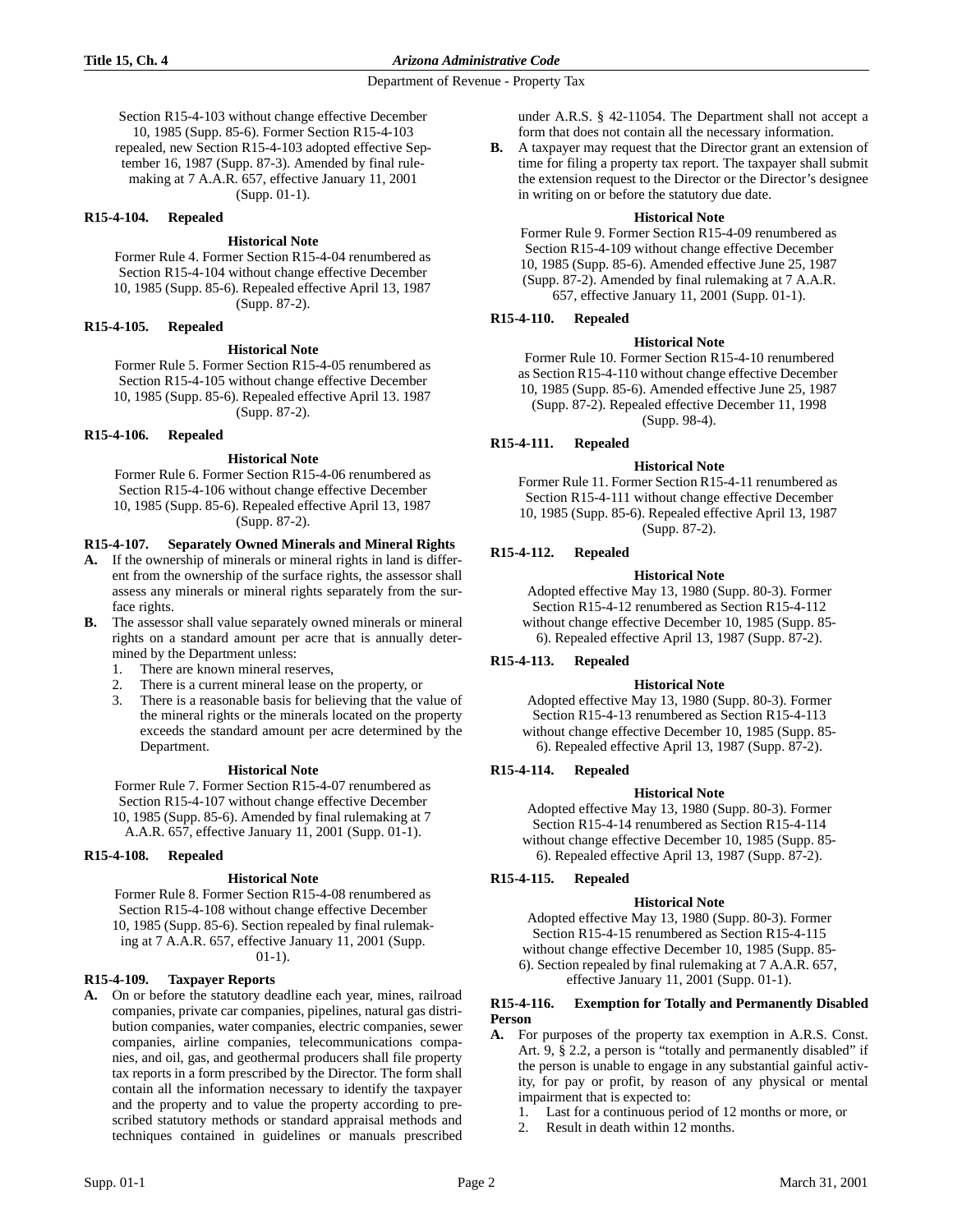Section R15-4-103 without change effective December 10, 1985 (Supp. 85-6). Former Section R15-4-103 repealed, new Section R15-4-103 adopted effective September 16, 1987 (Supp. 87-3). Amended by final rulemaking at 7 A.A.R. 657, effective January 11, 2001 (Supp. 01-1).

### R15-4-104. Repealed

**Historical Note**

Former Rule 4. Former Section R15-4-04 renumbered as Section R15-4-104 without change effective December 10, 1985 (Supp. 85-6). Repealed effective April 13, 1987 (Supp. 87-2).

### R15-4-105. Repealed

**Historical Note**

Former Rule 5. Former Section R15-4-05 renumbered as Section R15-4-105 without change effective December 10, 1985 (Supp. 85-6). Repealed effective April 13. 1987 (Supp. 87-2).

### R15-4-106. Repealed

**Historical Note**

Former Rule 6. Former Section R15-4-06 renumbered as Section R15-4-106 without change effective December 10, 1985 (Supp. 85-6). Repealed effective April 13, 1987 (Supp. 87-2).

### R15-4-107. Separately Owned Minerals and Mineral Rights

**A.** If the ownership of minerals or mineral rights in land is different from the ownership of the surface rights, the assessor shall assess any minerals or mineral rights separately from the surface rights.

**B.** The assessor shall value separately owned minerals or mineral rights on a standard amount per acre that is annually determined by the Department unless:

1. There are known mineral reserves,
2. There is a current mineral lease on the property, or
3. There is a reasonable basis for believing that the value of the mineral rights or the minerals located on the property exceeds the standard amount per acre determined by the Department.

**Historical Note**

Former Rule 7. Former Section R15-4-07 renumbered as Section R15-4-107 without change effective December 10, 1985 (Supp. 85-6). Amended by final rulemaking at 7 A.A.R. 657, effective January 11, 2001 (Supp. 01-1).

### R15-4-108. Repealed

**Historical Note**

Former Rule 8. Former Section R15-4-08 renumbered as Section R15-4-108 without change effective December 10, 1985 (Supp. 85-6). Section repealed by final rulemaking at 7 A.A.R. 657, effective January 11, 2001 (Supp. 01-1).

### R15-4-109. Taxpayer Reports

**A.** On or before the statutory deadline each year, mines, railroad companies, private car companies, pipelines, natural gas distribution companies, water companies, electric companies, sewer companies, airline companies, telecommunications companies, and oil, gas, and geothermal producers shall file property tax reports in a form prescribed by the Director. The form shall contain all the information necessary to identify the taxpayer and the property and to value the property according to prescribed statutory methods or standard appraisal methods and techniques contained in guidelines or manuals prescribed under A.R.S. § 42-11054. The Department shall not accept a form that does not contain all the necessary information.

**B.** A taxpayer may request that the Director grant an extension of time for filing a property tax report. The taxpayer shall submit the extension request to the Director or the Director's designee in writing on or before the statutory due date.

**Historical Note**

Former Rule 9. Former Section R15-4-09 renumbered as Section R15-4-109 without change effective December 10, 1985 (Supp. 85-6). Amended effective June 25, 1987 (Supp. 87-2). Amended by final rulemaking at 7 A.A.R. 657, effective January 11, 2001 (Supp. 01-1).

### R15-4-110. Repealed

**Historical Note**

Former Rule 10. Former Section R15-4-10 renumbered as Section R15-4-110 without change effective December 10, 1985 (Supp. 85-6). Amended effective June 25, 1987 (Supp. 87-2). Repealed effective December 11, 1998 (Supp. 98-4).

### R15-4-111. Repealed

**Historical Note**

Former Rule 11. Former Section R15-4-11 renumbered as Section R15-4-111 without change effective December 10, 1985 (Supp. 85-6). Repealed effective April 13, 1987 (Supp. 87-2).

### R15-4-112. Repealed

**Historical Note**

Adopted effective May 13, 1980 (Supp. 80-3). Former Section R15-4-12 renumbered as Section R15-4-112 without change effective December 10, 1985 (Supp. 85-6). Repealed effective April 13, 1987 (Supp. 87-2).

### R15-4-113. Repealed

**Historical Note**

Adopted effective May 13, 1980 (Supp. 80-3). Former Section R15-4-13 renumbered as Section R15-4-113 without change effective December 10, 1985 (Supp. 85-6). Repealed effective April 13, 1987 (Supp. 87-2).

### R15-4-114. Repealed

**Historical Note**

Adopted effective May 13, 1980 (Supp. 80-3). Former Section R15-4-14 renumbered as Section R15-4-114 without change effective December 10, 1985 (Supp. 85-6). Repealed effective April 13, 1987 (Supp. 87-2).

### R15-4-115. Repealed

**Historical Note**

Adopted effective May 13, 1980 (Supp. 80-3). Former Section R15-4-15 renumbered as Section R15-4-115 without change effective December 10, 1985 (Supp. 85-6). Section repealed by final rulemaking at 7 A.A.R. 657, effective January 11, 2001 (Supp. 01-1).

### R15-4-116. Exemption for Totally and Permanently Disabled Person

**A.** For purposes of the property tax exemption in A.R.S. Const. Art. 9, § 2.2, a person is "totally and permanently disabled" if the person is unable to engage in any substantial gainful activity, for pay or profit, by reason of any physical or mental impairment that is expected to:

1. Last for a continuous period of 12 months or more, or
2. Result in death within 12 months.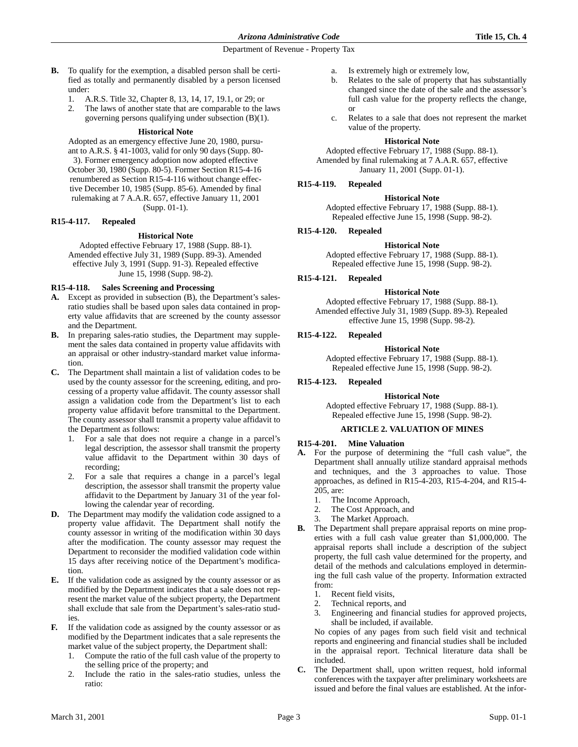**B.** To qualify for the exemption, a disabled person shall be certified as totally and permanently disabled by a person licensed under:

1. A.R.S. Title 32, Chapter 8, 13, 14, 17, 19.1, or 29; or
2. The laws of another state that are comparable to the laws governing persons qualifying under subsection (B)(1).

**Historical Note**

Adopted as an emergency effective June 20, 1980, pursuant to A.R.S. § 41-1003, valid for only 90 days (Supp. 80-3). Former emergency adoption now adopted effective October 30, 1980 (Supp. 80-5). Former Section R15-4-16 renumbered as Section R15-4-116 without change effective December 10, 1985 (Supp. 85-6). Amended by final rulemaking at 7 A.A.R. 657, effective January 11, 2001 (Supp. 01-1).

### R15-4-117. Repealed

**Historical Note**

Adopted effective February 17, 1988 (Supp. 88-1). Amended effective July 31, 1989 (Supp. 89-3). Amended effective July 3, 1991 (Supp. 91-3). Repealed effective June 15, 1998 (Supp. 98-2).

### R15-4-118. Sales Screening and Processing

**A.** Except as provided in subsection (B), the Department's sales-ratio studies shall be based upon sales data contained in property value affidavits that are screened by the county assessor and the Department.

**B.** In preparing sales-ratio studies, the Department may supplement the sales data contained in property value affidavits with an appraisal or other industry-standard market value information.

**C.** The Department shall maintain a list of validation codes to be used by the county assessor for the screening, editing, and processing of a property value affidavit. The county assessor shall assign a validation code from the Department's list to each property value affidavit before transmittal to the Department. The county assessor shall transmit a property value affidavit to the Department as follows:

1. For a sale that does not require a change in a parcel's legal description, the assessor shall transmit the property value affidavit to the Department within 30 days of recording;
2. For a sale that requires a change in a parcel's legal description, the assessor shall transmit the property value affidavit to the Department by January 31 of the year following the calendar year of recording.

**D.** The Department may modify the validation code assigned to a property value affidavit. The Department shall notify the county assessor in writing of the modification within 30 days after the modification. The county assessor may request the Department to reconsider the modified validation code within 15 days after receiving notice of the Department's modification.

**E.** If the validation code as assigned by the county assessor or as modified by the Department indicates that a sale does not represent the market value of the subject property, the Department shall exclude that sale from the Department's sales-ratio studies.

**F.** If the validation code as assigned by the county assessor or as modified by the Department indicates that a sale represents the market value of the subject property, the Department shall:

1. Compute the ratio of the full cash value of the property to the selling price of the property; and
2. Include the ratio in the sales-ratio studies, unless the ratio:
   a. Is extremely high or extremely low,
   b. Relates to the sale of property that has substantially changed since the date of the sale and the assessor's full cash value for the property reflects the change, or
   c. Relates to a sale that does not represent the market value of the property.

**Historical Note**

Adopted effective February 17, 1988 (Supp. 88-1). Amended by final rulemaking at 7 A.A.R. 657, effective January 11, 2001 (Supp. 01-1).

### R15-4-119. Repealed

**Historical Note**

Adopted effective February 17, 1988 (Supp. 88-1). Repealed effective June 15, 1998 (Supp. 98-2).

### R15-4-120. Repealed

**Historical Note**

Adopted effective February 17, 1988 (Supp. 88-1). Repealed effective June 15, 1998 (Supp. 98-2).

### R15-4-121. Repealed

**Historical Note**

Adopted effective February 17, 1988 (Supp. 88-1). Amended effective July 31, 1989 (Supp. 89-3). Repealed effective June 15, 1998 (Supp. 98-2).

### R15-4-122. Repealed

**Historical Note**

Adopted effective February 17, 1988 (Supp. 88-1). Repealed effective June 15, 1998 (Supp. 98-2).

### R15-4-123. Repealed

**Historical Note**

Adopted effective February 17, 1988 (Supp. 88-1). Repealed effective June 15, 1998 (Supp. 98-2).

## ARTICLE 2. VALUATION OF MINES

### R15-4-201. Mine Valuation

**A.** For the purpose of determining the "full cash value", the Department shall annually utilize standard appraisal methods and techniques, and the 3 approaches to value. Those approaches, as defined in R15-4-203, R15-4-204, and R15-4-205, are:

1. The Income Approach,
2. The Cost Approach, and
3. The Market Approach.

**B.** The Department shall prepare appraisal reports on mine properties with a full cash value greater than $1,000,000. The appraisal reports shall include a description of the subject property, the full cash value determined for the property, and detail of the methods and calculations employed in determining the full cash value of the property. Information extracted from:

1. Recent field visits,
2. Technical reports, and
3. Engineering and financial studies for approved projects,

shall be included, if available.

No copies of any pages from such field visit and technical reports and engineering and financial studies shall be included in the appraisal report. Technical literature data shall be included.

**C.** The Department shall, upon written request, hold informal conferences with the taxpayer after preliminary worksheets are issued and before the final values are established. At the infor-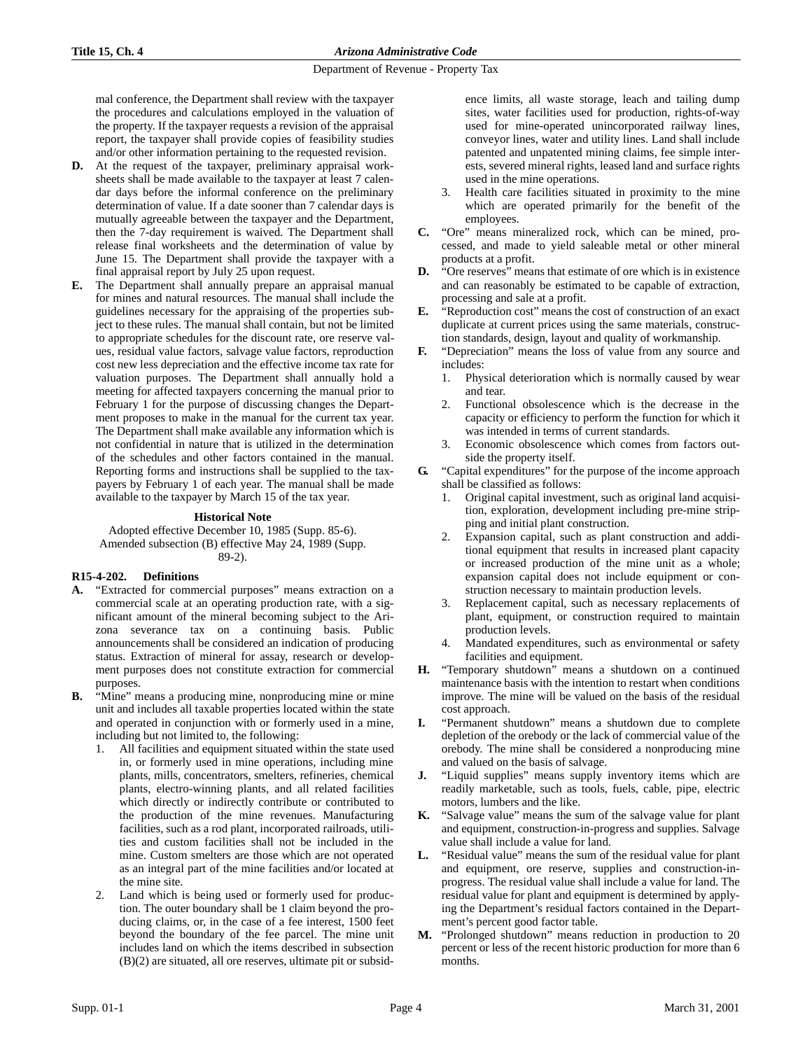mal conference, the Department shall review with the taxpayer the procedures and calculations employed in the valuation of the property. If the taxpayer requests a revision of the appraisal report, the taxpayer shall provide copies of feasibility studies and/or other information pertaining to the requested revision.

**D.** At the request of the taxpayer, preliminary appraisal worksheets shall be made available to the taxpayer at least 7 calendar days before the informal conference on the preliminary determination of value. If a date sooner than 7 calendar days is mutually agreeable between the taxpayer and the Department, then the 7-day requirement is waived. The Department shall release final worksheets and the determination of value by June 15. The Department shall provide the taxpayer with a final appraisal report by July 25 upon request.

**E.** The Department shall annually prepare an appraisal manual for mines and natural resources. The manual shall include the guidelines necessary for the appraising of the properties subject to these rules. The manual shall contain, but not be limited to appropriate schedules for the discount rate, ore reserve values, residual value factors, salvage value factors, reproduction cost new less depreciation and the effective income tax rate for valuation purposes. The Department shall annually hold a meeting for affected taxpayers concerning the manual prior to February 1 for the purpose of discussing changes the Department proposes to make in the manual for the current tax year. The Department shall make available any information which is not confidential in nature that is utilized in the determination of the schedules and other factors contained in the manual. Reporting forms and instructions shall be supplied to the taxpayers by February 1 of each year. The manual shall be made available to the taxpayer by March 15 of the tax year.

**Historical Note**

Adopted effective December 10, 1985 (Supp. 85-6). Amended subsection (B) effective May 24, 1989 (Supp. 89-2).

### R15-4-202. Definitions

**A.** "Extracted for commercial purposes" means extraction on a commercial scale at an operating production rate, with a significant amount of the mineral becoming subject to the Arizona severance tax on a continuing basis. Public announcements shall be considered an indication of producing status. Extraction of mineral for assay, research or development purposes does not constitute extraction for commercial purposes.

**B.** "Mine" means a producing mine, nonproducing mine or mine unit and includes all taxable properties located within the state and operated in conjunction with or formerly used in a mine, including but not limited to, the following:

1. All facilities and equipment situated within the state used in, or formerly used in mine operations, including mine plants, mills, concentrators, smelters, refineries, chemical plants, electro-winning plants, and all related facilities which directly or indirectly contribute or contributed to the production of the mine revenues. Manufacturing facilities, such as a rod plant, incorporated railroads, utilities and custom facilities shall not be included in the mine. Custom smelters are those which are not operated as an integral part of the mine facilities and/or located at the mine site.
2. Land which is being used or formerly used for production. The outer boundary shall be 1 claim beyond the producing claims, or, in the case of a fee interest, 1500 feet beyond the boundary of the fee parcel. The mine unit includes land on which the items described in subsection (B)(2) are situated, all ore reserves, ultimate pit or subsidence limits, all waste storage, leach and tailing dump sites, water facilities used for production, rights-of-way used for mine-operated unincorporated railway lines, conveyor lines, water and utility lines. Land shall include patented and unpatented mining claims, fee simple interests, severed mineral rights, leased land and surface rights used in the mine operations.
3. Health care facilities situated in proximity to the mine which are operated primarily for the benefit of the employees.

**C.** "Ore" means mineralized rock, which can be mined, processed, and made to yield saleable metal or other mineral products at a profit.

**D.** "Ore reserves" means that estimate of ore which is in existence and can reasonably be estimated to be capable of extraction, processing and sale at a profit.

**E.** "Reproduction cost" means the cost of construction of an exact duplicate at current prices using the same materials, construction standards, design, layout and quality of workmanship.

**F.** "Depreciation" means the loss of value from any source and includes:

1. Physical deterioration which is normally caused by wear and tear.
2. Functional obsolescence which is the decrease in the capacity or efficiency to perform the function for which it was intended in terms of current standards.
3. Economic obsolescence which comes from factors outside the property itself.

**G.** "Capital expenditures" for the purpose of the income approach shall be classified as follows:

1. Original capital investment, such as original land acquisition, exploration, development including pre-mine stripping and initial plant construction.
2. Expansion capital, such as plant construction and additional equipment that results in increased plant capacity or increased production of the mine unit as a whole; expansion capital does not include equipment or construction necessary to maintain production levels.
3. Replacement capital, such as necessary replacements of plant, equipment, or construction required to maintain production levels.
4. Mandated expenditures, such as environmental or safety facilities and equipment.

**H.** "Temporary shutdown" means a shutdown on a continued maintenance basis with the intention to restart when conditions improve. The mine will be valued on the basis of the residual cost approach.

**I.** "Permanent shutdown" means a shutdown due to complete depletion of the orebody or the lack of commercial value of the orebody. The mine shall be considered a nonproducing mine and valued on the basis of salvage.

**J.** "Liquid supplies" means supply inventory items which are readily marketable, such as tools, fuels, cable, pipe, electric motors, lumbers and the like.

**K.** "Salvage value" means the sum of the salvage value for plant and equipment, construction-in-progress and supplies. Salvage value shall include a value for land.

**L.** "Residual value" means the sum of the residual value for plant and equipment, ore reserve, supplies and construction-in-progress. The residual value shall include a value for land. The residual value for plant and equipment is determined by applying the Department's residual factors contained in the Department's percent good factor table.

**M.** "Prolonged shutdown" means reduction in production to 20 percent or less of the recent historic production for more than 6 months.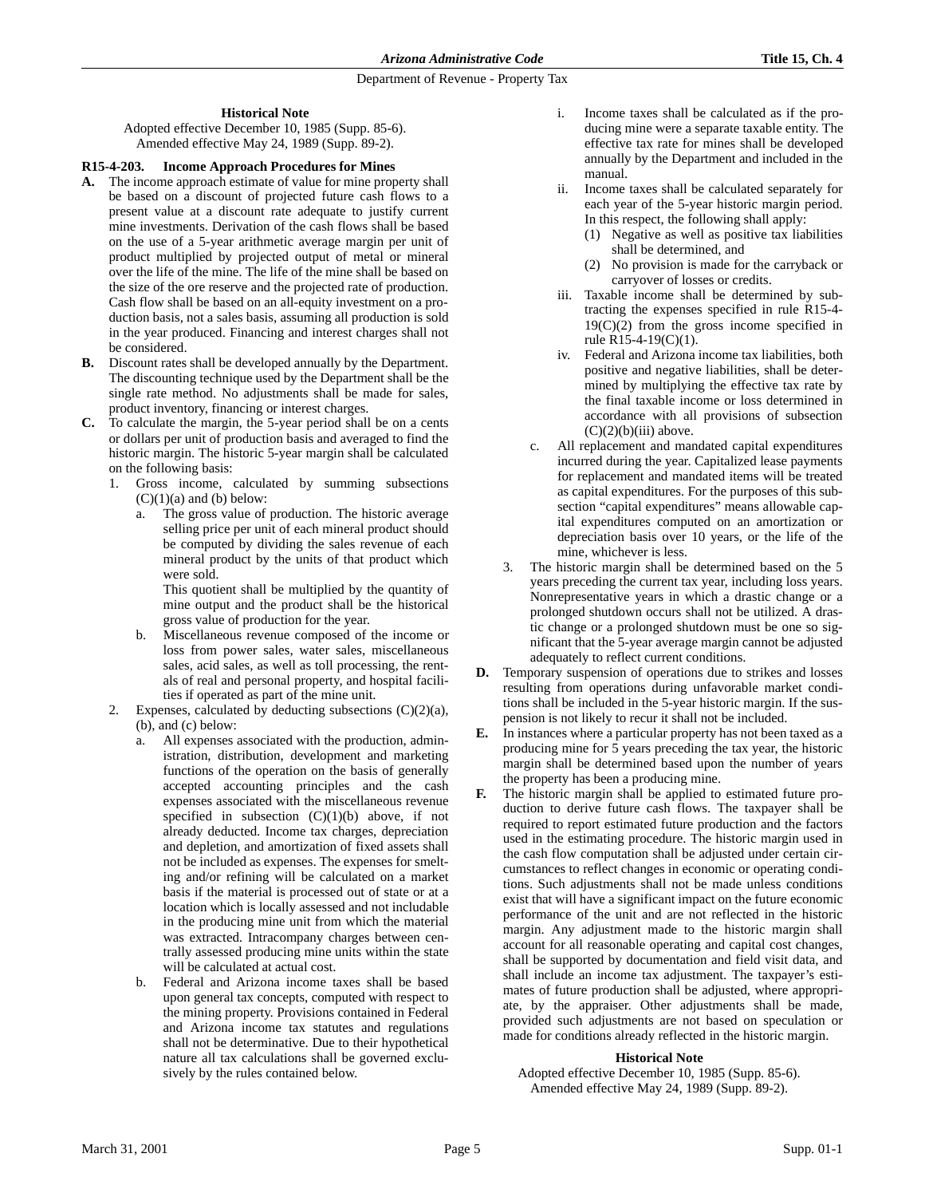**Historical Note**

Adopted effective December 10, 1985 (Supp. 85-6).
Amended effective May 24, 1989 (Supp. 89-2).

### R15-4-203. Income Approach Procedures for Mines

**A.** The income approach estimate of value for mine property shall be based on a discount of projected future cash flows to a present value at a discount rate adequate to justify current mine investments. Derivation of the cash flows shall be based on the use of a 5-year arithmetic average margin per unit of product multiplied by projected output of metal or mineral over the life of the mine. The life of the mine shall be based on the size of the ore reserve and the projected rate of production. Cash flow shall be based on an all-equity investment on a production basis, not a sales basis, assuming all production is sold in the year produced. Financing and interest charges shall not be considered.

**B.** Discount rates shall be developed annually by the Department. The discounting technique used by the Department shall be the single rate method. No adjustments shall be made for sales, product inventory, financing or interest charges.

**C.** To calculate the margin, the 5-year period shall be on a cents or dollars per unit of production basis and averaged to find the historic margin. The historic 5-year margin shall be calculated on the following basis:

1. Gross income, calculated by summing subsections (C)(1)(a) and (b) below:
   a. The gross value of production. The historic average selling price per unit of each mineral product should be computed by dividing the sales revenue of each mineral product by the units of that product which were sold.

      This quotient shall be multiplied by the quantity of mine output and the product shall be the historical gross value of production for the year.
   b. Miscellaneous revenue composed of the income or loss from power sales, water sales, miscellaneous sales, acid sales, as well as toll processing, the rentals of real and personal property, and hospital facilities if operated as part of the mine unit.
2. Expenses, calculated by deducting subsections (C)(2)(a), (b), and (c) below:
   a. All expenses associated with the production, administration, distribution, development and marketing functions of the operation on the basis of generally accepted accounting principles and the cash expenses associated with the miscellaneous revenue specified in subsection (C)(1)(b) above, if not already deducted. Income tax charges, depreciation and depletion, and amortization of fixed assets shall not be included as expenses. The expenses for smelting and/or refining will be calculated on a market basis if the material is processed out of state or at a location which is locally assessed and not includable in the producing mine unit from which the material was extracted. Intracompany charges between centrally assessed producing mine units within the state will be calculated at actual cost.
   b. Federal and Arizona income taxes shall be based upon general tax concepts, computed with respect to the mining property. Provisions contained in Federal and Arizona income tax statutes and regulations shall not be determinative. Due to their hypothetical nature all tax calculations shall be governed exclusively by the rules contained below.
      i. Income taxes shall be calculated as if the producing mine were a separate taxable entity. The effective tax rate for mines shall be developed annually by the Department and included in the manual.
      ii. Income taxes shall be calculated separately for each year of the 5-year historic margin period. In this respect, the following shall apply:
         (1) Negative as well as positive tax liabilities shall be determined, and
         (2) No provision is made for the carryback or carryover of losses or credits.
      iii. Taxable income shall be determined by subtracting the expenses specified in rule R15-4-19(C)(2) from the gross income specified in rule R15-4-19(C)(1).
      iv. Federal and Arizona income tax liabilities, both positive and negative liabilities, shall be determined by multiplying the effective tax rate by the final taxable income or loss determined in accordance with all provisions of subsection (C)(2)(b)(iii) above.
   c. All replacement and mandated capital expenditures incurred during the year. Capitalized lease payments for replacement and mandated items will be treated as capital expenditures. For the purposes of this subsection "capital expenditures" means allowable capital expenditures computed on an amortization or depreciation basis over 10 years, or the life of the mine, whichever is less.
3. The historic margin shall be determined based on the 5 years preceding the current tax year, including loss years. Nonrepresentative years in which a drastic change or a prolonged shutdown occurs shall not be utilized. A drastic change or a prolonged shutdown must be one so significant that the 5-year average margin cannot be adjusted adequately to reflect current conditions.

**D.** Temporary suspension of operations due to strikes and losses resulting from operations during unfavorable market conditions shall be included in the 5-year historic margin. If the suspension is not likely to recur it shall not be included.

**E.** In instances where a particular property has not been taxed as a producing mine for 5 years preceding the tax year, the historic margin shall be determined based upon the number of years the property has been a producing mine.

**F.** The historic margin shall be applied to estimated future production to derive future cash flows. The taxpayer shall be required to report estimated future production and the factors used in the estimating procedure. The historic margin used in the cash flow computation shall be adjusted under certain circumstances to reflect changes in economic or operating conditions. Such adjustments shall not be made unless conditions exist that will have a significant impact on the future economic performance of the unit and are not reflected in the historic margin. Any adjustment made to the historic margin shall account for all reasonable operating and capital cost changes, shall be supported by documentation and field visit data, and shall include an income tax adjustment. The taxpayer's estimates of future production shall be adjusted, where appropriate, by the appraiser. Other adjustments shall be made, provided such adjustments are not based on speculation or made for conditions already reflected in the historic margin.

**Historical Note**

Adopted effective December 10, 1985 (Supp. 85-6).
Amended effective May 24, 1989 (Supp. 89-2).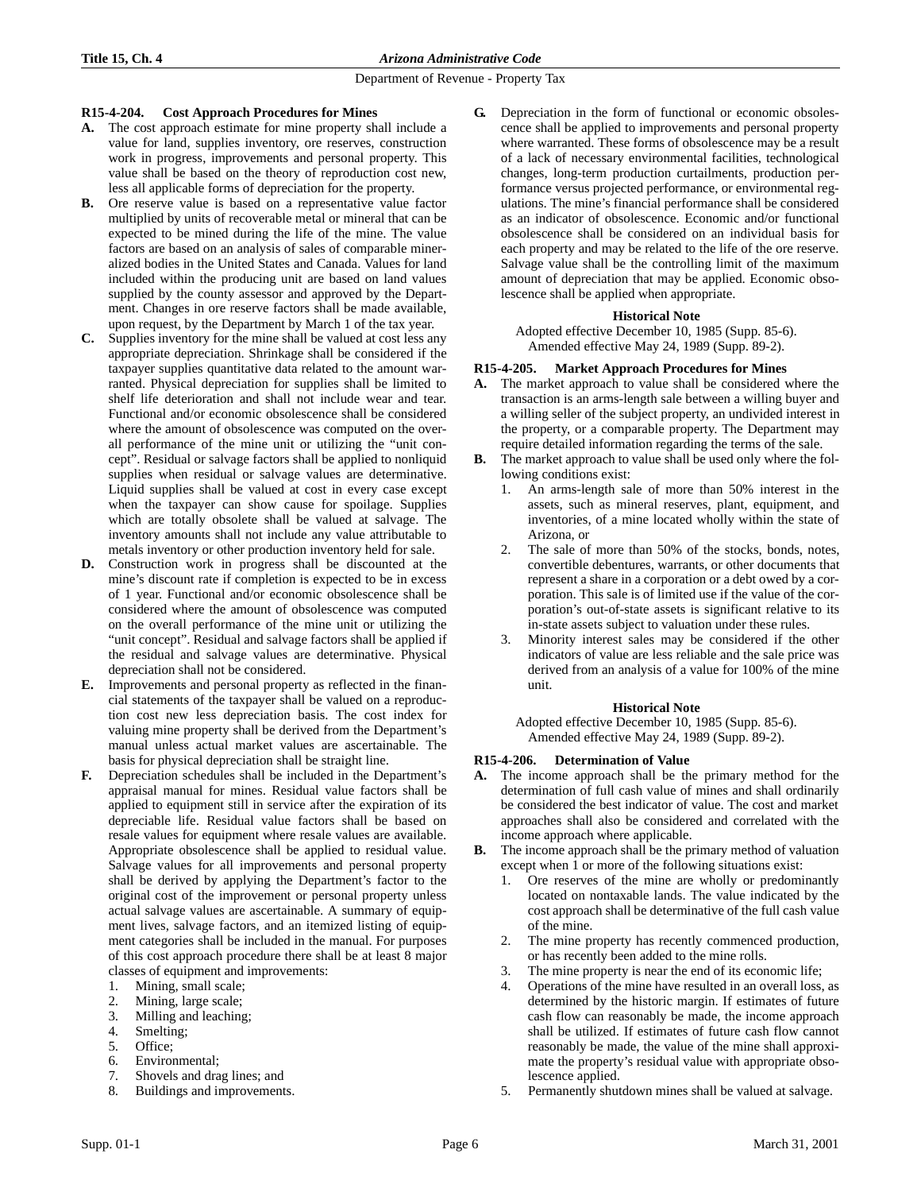## R15-4-204. Cost Approach Procedures for Mines

**A.** The cost approach estimate for mine property shall include a value for land, supplies inventory, ore reserves, construction work in progress, improvements and personal property. This value shall be based on the theory of reproduction cost new, less all applicable forms of depreciation for the property.

**B.** Ore reserve value is based on a representative value factor multiplied by units of recoverable metal or mineral that can be expected to be mined during the life of the mine. The value factors are based on an analysis of sales of comparable mineralized bodies in the United States and Canada. Values for land included within the producing unit are based on land values supplied by the county assessor and approved by the Department. Changes in ore reserve factors shall be made available, upon request, by the Department by March 1 of the tax year.

**C.** Supplies inventory for the mine shall be valued at cost less any appropriate depreciation. Shrinkage shall be considered if the taxpayer supplies quantitative data related to the amount warranted. Physical depreciation for supplies shall be limited to shelf life deterioration and shall not include wear and tear. Functional and/or economic obsolescence shall be considered where the amount of obsolescence was computed on the overall performance of the mine unit or utilizing the "unit concept". Residual or salvage factors shall be applied to nonliquid supplies when residual or salvage values are determinative. Liquid supplies shall be valued at cost in every case except when the taxpayer can show cause for spoilage. Supplies which are totally obsolete shall be valued at salvage. The inventory amounts shall not include any value attributable to metals inventory or other production inventory held for sale.

**D.** Construction work in progress shall be discounted at the mine's discount rate if completion is expected to be in excess of 1 year. Functional and/or economic obsolescence shall be considered where the amount of obsolescence was computed on the overall performance of the mine unit or utilizing the "unit concept". Residual and salvage factors shall be applied if the residual and salvage values are determinative. Physical depreciation shall not be considered.

**E.** Improvements and personal property as reflected in the financial statements of the taxpayer shall be valued on a reproduction cost new less depreciation basis. The cost index for valuing mine property shall be derived from the Department's manual unless actual market values are ascertainable. The basis for physical depreciation shall be straight line.

**F.** Depreciation schedules shall be included in the Department's appraisal manual for mines. Residual value factors shall be applied to equipment still in service after the expiration of its depreciable life. Residual value factors shall be based on resale values for equipment where resale values are available. Appropriate obsolescence shall be applied to residual value. Salvage values for all improvements and personal property shall be derived by applying the Department's factor to the original cost of the improvement or personal property unless actual salvage values are ascertainable. A summary of equipment lives, salvage factors, and an itemized listing of equipment categories shall be included in the manual. For purposes of this cost approach procedure there shall be at least 8 major classes of equipment and improvements:

1. Mining, small scale;
2. Mining, large scale;
3. Milling and leaching;
4. Smelting;
5. Office;
6. Environmental;
7. Shovels and drag lines; and
8. Buildings and improvements.

**G.** Depreciation in the form of functional or economic obsolescence shall be applied to improvements and personal property where warranted. These forms of obsolescence may be a result of a lack of necessary environmental facilities, technological changes, long-term production curtailments, production performance versus projected performance, or environmental regulations. The mine's financial performance shall be considered as an indicator of obsolescence. Economic and/or functional obsolescence shall be considered on an individual basis for each property and may be related to the life of the ore reserve. Salvage value shall be the controlling limit of the maximum amount of depreciation that may be applied. Economic obsolescence shall be applied when appropriate.

**Historical Note**

Adopted effective December 10, 1985 (Supp. 85-6). Amended effective May 24, 1989 (Supp. 89-2).

## R15-4-205. Market Approach Procedures for Mines

**A.** The market approach to value shall be considered where the transaction is an arms-length sale between a willing buyer and a willing seller of the subject property, an undivided interest in the property, or a comparable property. The Department may require detailed information regarding the terms of the sale.

**B.** The market approach to value shall be used only where the following conditions exist:

1. An arms-length sale of more than 50% interest in the assets, such as mineral reserves, plant, equipment, and inventories, of a mine located wholly within the state of Arizona, or
2. The sale of more than 50% of the stocks, bonds, notes, convertible debentures, warrants, or other documents that represent a share in a corporation or a debt owed by a corporation. This sale is of limited use if the value of the corporation's out-of-state assets is significant relative to its in-state assets subject to valuation under these rules.
3. Minority interest sales may be considered if the other indicators of value are less reliable and the sale price was derived from an analysis of a value for 100% of the mine unit.

**Historical Note**

Adopted effective December 10, 1985 (Supp. 85-6). Amended effective May 24, 1989 (Supp. 89-2).

## R15-4-206. Determination of Value

**A.** The income approach shall be the primary method for the determination of full cash value of mines and shall ordinarily be considered the best indicator of value. The cost and market approaches shall also be considered and correlated with the income approach where applicable.

**B.** The income approach shall be the primary method of valuation except when 1 or more of the following situations exist:

1. Ore reserves of the mine are wholly or predominantly located on nontaxable lands. The value indicated by the cost approach shall be determinative of the full cash value of the mine.
2. The mine property has recently commenced production, or has recently been added to the mine rolls.
3. The mine property is near the end of its economic life;
4. Operations of the mine have resulted in an overall loss, as determined by the historic margin. If estimates of future cash flow can reasonably be made, the income approach shall be utilized. If estimates of future cash flow cannot reasonably be made, the value of the mine shall approximate the property's residual value with appropriate obsolescence applied.
5. Permanently shutdown mines shall be valued at salvage.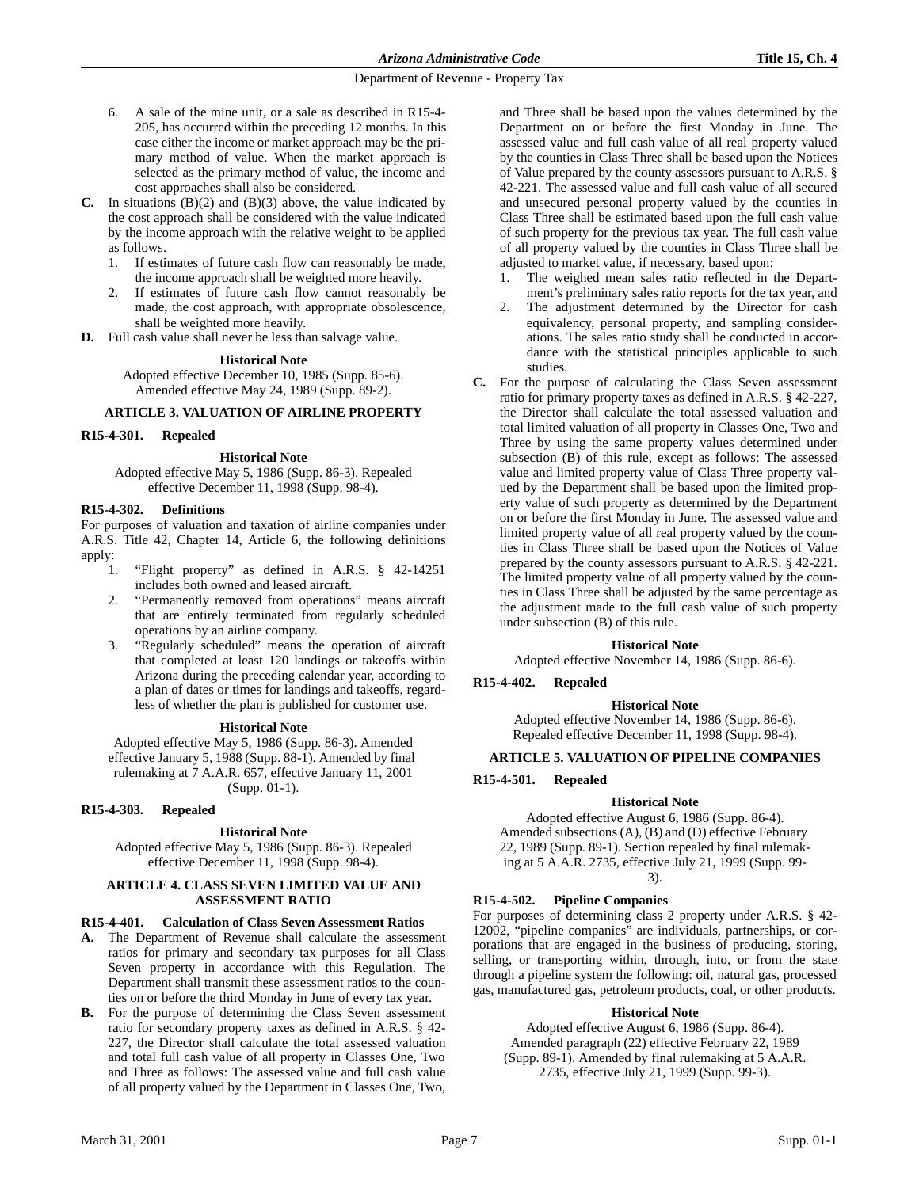6. A sale of the mine unit, or a sale as described in R15-4-205, has occurred within the preceding 12 months. In this case either the income or market approach may be the primary method of value. When the market approach is selected as the primary method of value, the income and cost approaches shall also be considered.

**C.** In situations (B)(2) and (B)(3) above, the value indicated by the cost approach shall be considered with the value indicated by the income approach with the relative weight to be applied as follows.
1. If estimates of future cash flow can reasonably be made, the income approach shall be weighted more heavily.
2. If estimates of future cash flow cannot reasonably be made, the cost approach, with appropriate obsolescence, shall be weighted more heavily.

**D.** Full cash value shall never be less than salvage value.

**Historical Note**

Adopted effective December 10, 1985 (Supp. 85-6). Amended effective May 24, 1989 (Supp. 89-2).

## ARTICLE 3. VALUATION OF AIRLINE PROPERTY

### R15-4-301. Repealed

**Historical Note**

Adopted effective May 5, 1986 (Supp. 86-3). Repealed effective December 11, 1998 (Supp. 98-4).

### R15-4-302. Definitions

For purposes of valuation and taxation of airline companies under A.R.S. Title 42, Chapter 14, Article 6, the following definitions apply:

1. "Flight property" as defined in A.R.S. § 42-14251 includes both owned and leased aircraft.
2. "Permanently removed from operations" means aircraft that are entirely terminated from regularly scheduled operations by an airline company.
3. "Regularly scheduled" means the operation of aircraft that completed at least 120 landings or takeoffs within Arizona during the preceding calendar year, according to a plan of dates or times for landings and takeoffs, regardless of whether the plan is published for customer use.

**Historical Note**

Adopted effective May 5, 1986 (Supp. 86-3). Amended effective January 5, 1988 (Supp. 88-1). Amended by final rulemaking at 7 A.A.R. 657, effective January 11, 2001 (Supp. 01-1).

### R15-4-303. Repealed

**Historical Note**

Adopted effective May 5, 1986 (Supp. 86-3). Repealed effective December 11, 1998 (Supp. 98-4).

## ARTICLE 4. CLASS SEVEN LIMITED VALUE AND ASSESSMENT RATIO

### R15-4-401. Calculation of Class Seven Assessment Ratios

**A.** The Department of Revenue shall calculate the assessment ratios for primary and secondary tax purposes for all Class Seven property in accordance with this Regulation. The Department shall transmit these assessment ratios to the counties on or before the third Monday in June of every tax year.

**B.** For the purpose of determining the Class Seven assessment ratio for secondary property taxes as defined in A.R.S. § 42-227, the Director shall calculate the total assessed valuation and total full cash value of all property in Classes One, Two and Three as follows: The assessed value and full cash value of all property valued by the Department in Classes One, Two, and Three shall be based upon the values determined by the Department on or before the first Monday in June. The assessed value and full cash value of all real property valued by the counties in Class Three shall be based upon the Notices of Value prepared by the county assessors pursuant to A.R.S. § 42-221. The assessed value and full cash value of all secured and unsecured personal property valued by the counties in Class Three shall be estimated based upon the full cash value of such property for the previous tax year. The full cash value of all property valued by the counties in Class Three shall be adjusted to market value, if necessary, based upon:
1. The weighed mean sales ratio reflected in the Department's preliminary sales ratio reports for the tax year, and
2. The adjustment determined by the Director for cash equivalency, personal property, and sampling considerations. The sales ratio study shall be conducted in accordance with the statistical principles applicable to such studies.

**C.** For the purpose of calculating the Class Seven assessment ratio for primary property taxes as defined in A.R.S. § 42-227, the Director shall calculate the total assessed valuation and total limited valuation of all property in Classes One, Two and Three by using the same property values determined under subsection (B) of this rule, except as follows: The assessed value and limited property value of Class Three property valued by the Department shall be based upon the limited property value of such property as determined by the Department on or before the first Monday in June. The assessed value and limited property value of all real property valued by the counties in Class Three shall be based upon the Notices of Value prepared by the county assessors pursuant to A.R.S. § 42-221. The limited property value of all property valued by the counties in Class Three shall be adjusted by the same percentage as the adjustment made to the full cash value of such property under subsection (B) of this rule.

**Historical Note**

Adopted effective November 14, 1986 (Supp. 86-6).

### R15-4-402. Repealed

**Historical Note**

Adopted effective November 14, 1986 (Supp. 86-6). Repealed effective December 11, 1998 (Supp. 98-4).

## ARTICLE 5. VALUATION OF PIPELINE COMPANIES

### R15-4-501. Repealed

**Historical Note**

Adopted effective August 6, 1986 (Supp. 86-4). Amended subsections (A), (B) and (D) effective February 22, 1989 (Supp. 89-1). Section repealed by final rulemaking at 5 A.A.R. 2735, effective July 21, 1999 (Supp. 99-3).

### R15-4-502. Pipeline Companies

For purposes of determining class 2 property under A.R.S. § 42-12002, "pipeline companies" are individuals, partnerships, or corporations that are engaged in the business of producing, storing, selling, or transporting within, through, into, or from the state through a pipeline system the following: oil, natural gas, processed gas, manufactured gas, petroleum products, coal, or other products.

**Historical Note**

Adopted effective August 6, 1986 (Supp. 86-4). Amended paragraph (22) effective February 22, 1989 (Supp. 89-1). Amended by final rulemaking at 5 A.A.R. 2735, effective July 21, 1999 (Supp. 99-3).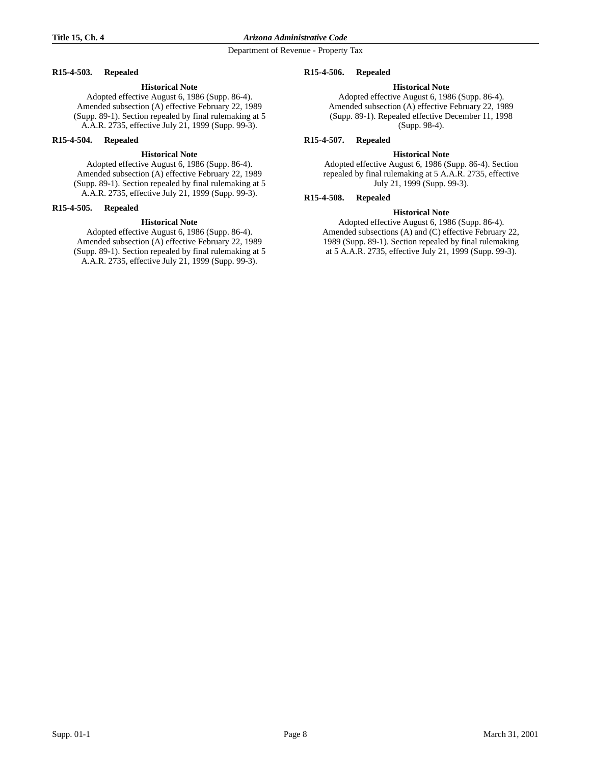**R15-4-503. Repealed**

**Historical Note**

Adopted effective August 6, 1986 (Supp. 86-4). Amended subsection (A) effective February 22, 1989 (Supp. 89-1). Section repealed by final rulemaking at 5 A.A.R. 2735, effective July 21, 1999 (Supp. 99-3).

**R15-4-504. Repealed**

**Historical Note**

Adopted effective August 6, 1986 (Supp. 86-4). Amended subsection (A) effective February 22, 1989 (Supp. 89-1). Section repealed by final rulemaking at 5 A.A.R. 2735, effective July 21, 1999 (Supp. 99-3).

**R15-4-505. Repealed**

**Historical Note**

Adopted effective August 6, 1986 (Supp. 86-4). Amended subsection (A) effective February 22, 1989 (Supp. 89-1). Section repealed by final rulemaking at 5 A.A.R. 2735, effective July 21, 1999 (Supp. 99-3).

**R15-4-506. Repealed**

**Historical Note**

Adopted effective August 6, 1986 (Supp. 86-4). Amended subsection (A) effective February 22, 1989 (Supp. 89-1). Repealed effective December 11, 1998 (Supp. 98-4).

**R15-4-507. Repealed**

**Historical Note**

Adopted effective August 6, 1986 (Supp. 86-4). Section repealed by final rulemaking at 5 A.A.R. 2735, effective July 21, 1999 (Supp. 99-3).

**R15-4-508. Repealed**

**Historical Note**

Adopted effective August 6, 1986 (Supp. 86-4). Amended subsections (A) and (C) effective February 22, 1989 (Supp. 89-1). Section repealed by final rulemaking at 5 A.A.R. 2735, effective July 21, 1999 (Supp. 99-3).